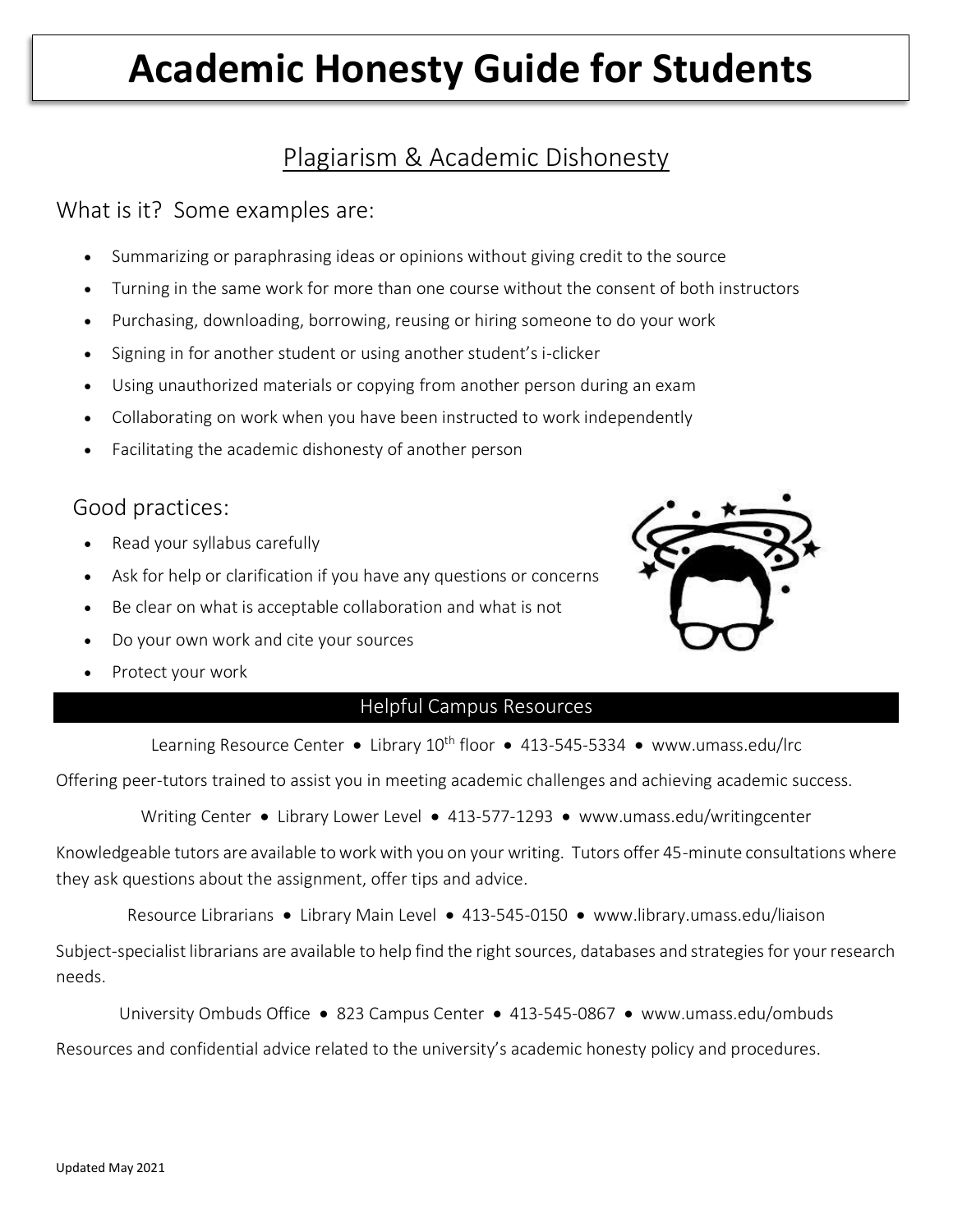# Academic Honesty Guide for Students

## Plagiarism & Academic Dishonesty

### What is it? Some examples are:

- Summarizing or paraphrasing ideas or opinions without giving credit to the source
- Turning in the same work for more than one course without the consent of both instructors
- Purchasing, downloading, borrowing, reusing or hiring someone to do your work
- Signing in for another student or using another student's i-clicker
- Using unauthorized materials or copying from another person during an exam
- Collaborating on work when you have been instructed to work independently
- Facilitating the academic dishonesty of another person

### Good practices:

- Read your syllabus carefully
- Ask for help or clarification if you have any questions or concerns
- Be clear on what is acceptable collaboration and what is not
- Do your own work and cite your sources
- Protect your work

## Helpful Campus Resources

Learning Resource Center • Library 10th floor • 413-545-5334 • www.umass.edu/lrc

Offering peer-tutors trained to assist you in meeting academic challenges and achieving academic success.

Writing Center • Library Lower Level • 413-577-1293 • www.umass.edu/writingcenter

Knowledgeable tutors are available to work with you on your writing. Tutors offer 45-minute consultations where they ask questions about the assignment, offer tips and advice.

Resource Librarians • Library Main Level • 413-545-0150 • www.library.umass.edu/liaison

Subject-specialist librarians are available to help find the right sources, databases and strategies for your research needs.

University Ombuds Office • 823 Campus Center • 413-545-0867 • www.umass.edu/ombuds

Resources and confidential advice related to the university's academic honesty policy and procedures.

Updated May 2021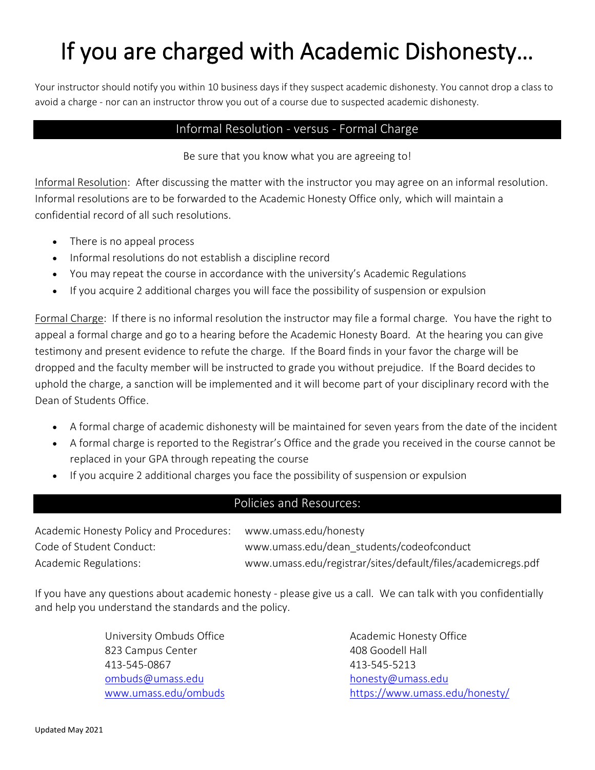# If you are charged with Academic Dishonesty…

Your instructor should notify you within 10 business days if they suspect academic dishonesty. You cannot drop a class to avoid a charge - nor can an instructor throw you out of a course due to suspected academic dishonesty.

## Informal Resolution - versus - Formal Charge

Be sure that you know what you are agreeing to!

Informal Resolution: After discussing the matter with the instructor you may agree on an informal resolution. Informal resolutions are to be forwarded to the Academic Honesty Office only, which will maintain a confidential record of all such resolutions.

- There is no appeal process
- Informal resolutions do not establish a discipline record
- You may repeat the course in accordance with the university's Academic Regulations
- If you acquire 2 additional charges you will face the possibility of suspension or expulsion

Formal Charge: If there is no informal resolution the instructor may file a formal charge. You have the right to appeal a formal charge and go to a hearing before the Academic Honesty Board. At the hearing you can give testimony and present evidence to refute the charge. If the Board finds in your favor the charge will be dropped and the faculty member will be instructed to grade you without prejudice. If the Board decides to uphold the charge, a sanction will be implemented and it will become part of your disciplinary record with the Dean of Students Office.

- A formal charge of academic dishonesty will be maintained for seven years from the date of the incident
- A formal charge is reported to the Registrar's Office and the grade you received in the course cannot be replaced in your GPA through repeating the course
- If you acquire 2 additional charges you face the possibility of suspension or expulsion

## Policies and Resources:

| | |
|---|---|
| Academic Honesty Policy and Procedures: | www.umass.edu/honesty |
| Code of Student Conduct: | www.umass.edu/dean_students/codeofconduct |
| Academic Regulations: | www.umass.edu/registrar/sites/default/files/academicregs.pdf |

If you have any questions about academic honesty - please give us a call. We can talk with you confidentially and help you understand the standards and the policy.

University Ombuds Office
823 Campus Center
413-545-0867
ombuds@umass.edu
www.umass.edu/ombuds

Academic Honesty Office
408 Goodell Hall
413-545-5213
honesty@umass.edu
https://www.umass.edu/honesty/

Updated May 2021